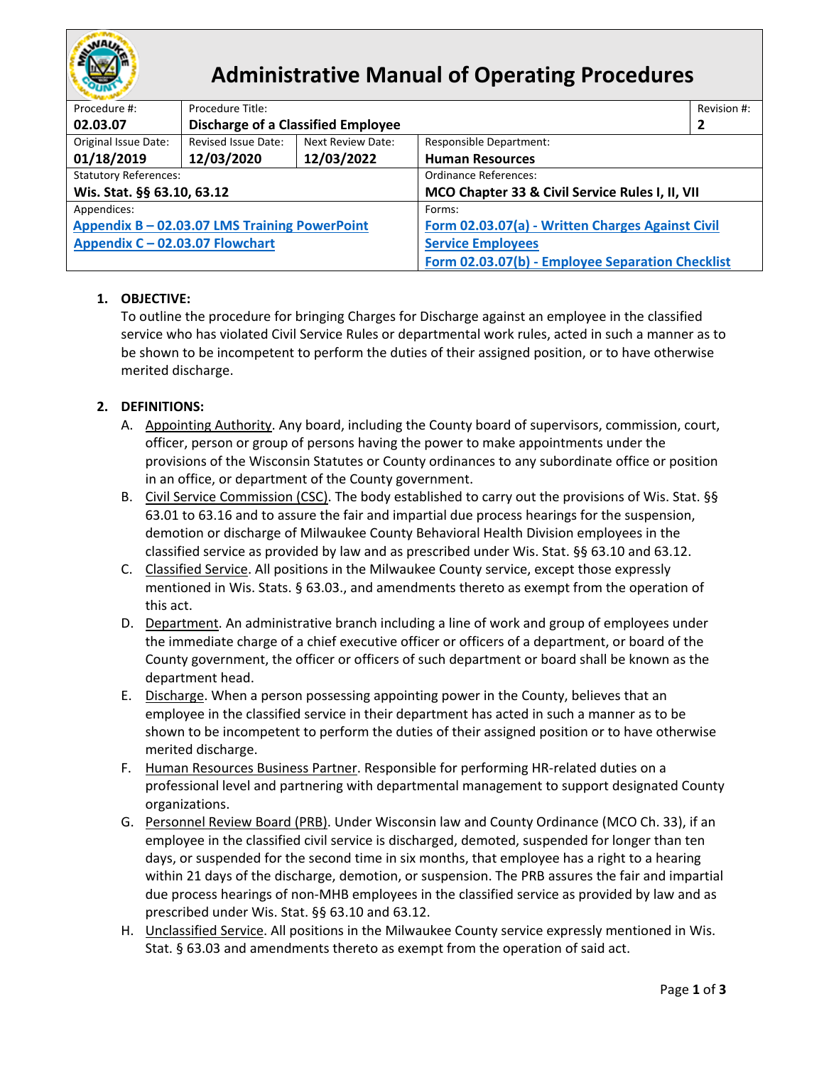# Administrative Manual of Operating Procedures

| Procedure #: | Procedure Title: | | | Revision #: |
|---|---|---|---|---|
| **02.03.07** | **Discharge of a Classified Employee** | | | **2** |
| Original Issue Date: **01/18/2019** | Revised Issue Date: **12/03/2020** | Next Review Date: **12/03/2022** | Responsible Department: **Human Resources** | |
| Statutory References: **Wis. Stat. §§ 63.10, 63.12** | | | Ordinance References: **MCO Chapter 33 & Civil Service Rules I, II, VII** | |
| Appendices: **Appendix B – 02.03.07 LMS Training PowerPoint**<br>**Appendix C – 02.03.07 Flowchart** | | | Forms: **Form 02.03.07(a) - Written Charges Against Civil Service Employees**<br>**Form 02.03.07(b) - Employee Separation Checklist** | |

1. **OBJECTIVE:**
   To outline the procedure for bringing Charges for Discharge against an employee in the classified service who has violated Civil Service Rules or departmental work rules, acted in such a manner as to be shown to be incompetent to perform the duties of their assigned position, or to have otherwise merited discharge.

2. **DEFINITIONS:**
   A. Appointing Authority. Any board, including the County board of supervisors, commission, court, officer, person or group of persons having the power to make appointments under the provisions of the Wisconsin Statutes or County ordinances to any subordinate office or position in an office, or department of the County government.
   B. Civil Service Commission (CSC). The body established to carry out the provisions of Wis. Stat. §§ 63.01 to 63.16 and to assure the fair and impartial due process hearings for the suspension, demotion or discharge of Milwaukee County Behavioral Health Division employees in the classified service as provided by law and as prescribed under Wis. Stat. §§ 63.10 and 63.12.
   C. Classified Service. All positions in the Milwaukee County service, except those expressly mentioned in Wis. Stats. § 63.03., and amendments thereto as exempt from the operation of this act.
   D. Department. An administrative branch including a line of work and group of employees under the immediate charge of a chief executive officer or officers of a department, or board of the County government, the officer or officers of such department or board shall be known as the department head.
   E. Discharge. When a person possessing appointing power in the County, believes that an employee in the classified service in their department has acted in such a manner as to be shown to be incompetent to perform the duties of their assigned position or to have otherwise merited discharge.
   F. Human Resources Business Partner. Responsible for performing HR-related duties on a professional level and partnering with departmental management to support designated County organizations.
   G. Personnel Review Board (PRB). Under Wisconsin law and County Ordinance (MCO Ch. 33), if an employee in the classified civil service is discharged, demoted, suspended for longer than ten days, or suspended for the second time in six months, that employee has a right to a hearing within 21 days of the discharge, demotion, or suspension. The PRB assures the fair and impartial due process hearings of non-MHB employees in the classified service as provided by law and as prescribed under Wis. Stat. §§ 63.10 and 63.12.
   H. Unclassified Service. All positions in the Milwaukee County service expressly mentioned in Wis. Stat. § 63.03 and amendments thereto as exempt from the operation of said act.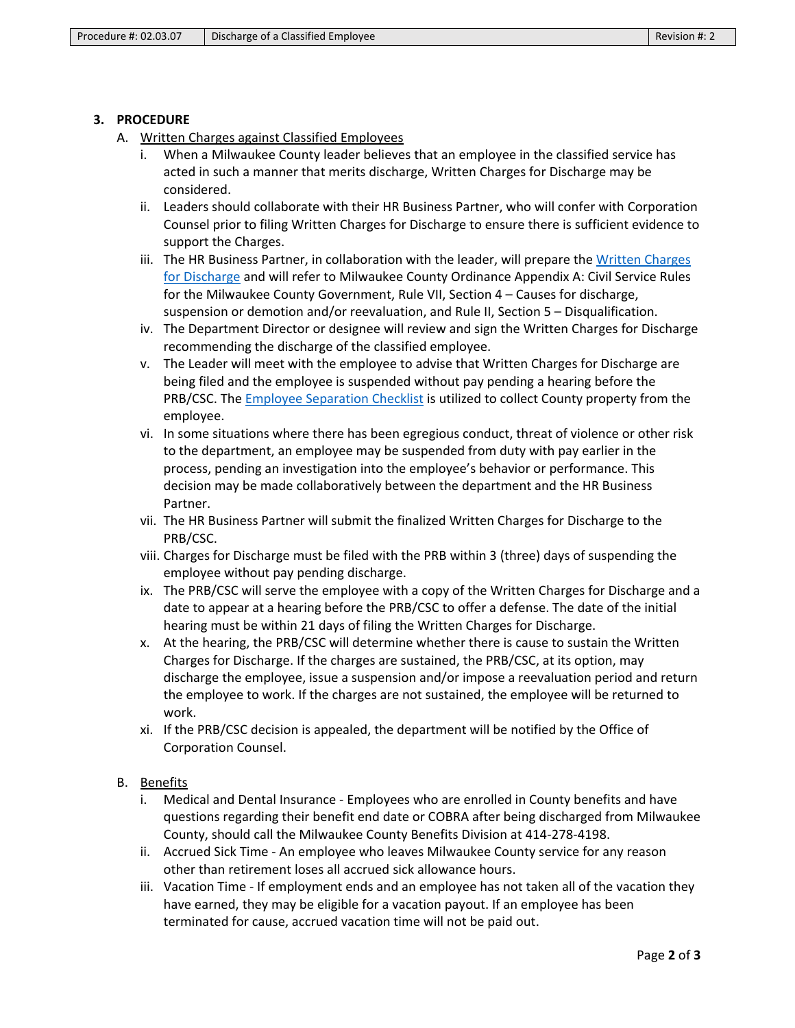## 3. PROCEDURE

A. Written Charges against Classified Employees

i. When a Milwaukee County leader believes that an employee in the classified service has acted in such a manner that merits discharge, Written Charges for Discharge may be considered.

ii. Leaders should collaborate with their HR Business Partner, who will confer with Corporation Counsel prior to filing Written Charges for Discharge to ensure there is sufficient evidence to support the Charges.

iii. The HR Business Partner, in collaboration with the leader, will prepare the Written Charges for Discharge and will refer to Milwaukee County Ordinance Appendix A: Civil Service Rules for the Milwaukee County Government, Rule VII, Section 4 – Causes for discharge, suspension or demotion and/or reevaluation, and Rule II, Section 5 – Disqualification.

iv. The Department Director or designee will review and sign the Written Charges for Discharge recommending the discharge of the classified employee.

v. The Leader will meet with the employee to advise that Written Charges for Discharge are being filed and the employee is suspended without pay pending a hearing before the PRB/CSC. The Employee Separation Checklist is utilized to collect County property from the employee.

vi. In some situations where there has been egregious conduct, threat of violence or other risk to the department, an employee may be suspended from duty with pay earlier in the process, pending an investigation into the employee's behavior or performance. This decision may be made collaboratively between the department and the HR Business Partner.

vii. The HR Business Partner will submit the finalized Written Charges for Discharge to the PRB/CSC.

viii. Charges for Discharge must be filed with the PRB within 3 (three) days of suspending the employee without pay pending discharge.

ix. The PRB/CSC will serve the employee with a copy of the Written Charges for Discharge and a date to appear at a hearing before the PRB/CSC to offer a defense. The date of the initial hearing must be within 21 days of filing the Written Charges for Discharge.

x. At the hearing, the PRB/CSC will determine whether there is cause to sustain the Written Charges for Discharge. If the charges are sustained, the PRB/CSC, at its option, may discharge the employee, issue a suspension and/or impose a reevaluation period and return the employee to work. If the charges are not sustained, the employee will be returned to work.

xi. If the PRB/CSC decision is appealed, the department will be notified by the Office of Corporation Counsel.

B. Benefits

i. Medical and Dental Insurance - Employees who are enrolled in County benefits and have questions regarding their benefit end date or COBRA after being discharged from Milwaukee County, should call the Milwaukee County Benefits Division at 414-278-4198.

ii. Accrued Sick Time - An employee who leaves Milwaukee County service for any reason other than retirement loses all accrued sick allowance hours.

iii. Vacation Time - If employment ends and an employee has not taken all of the vacation they have earned, they may be eligible for a vacation payout. If an employee has been terminated for cause, accrued vacation time will not be paid out.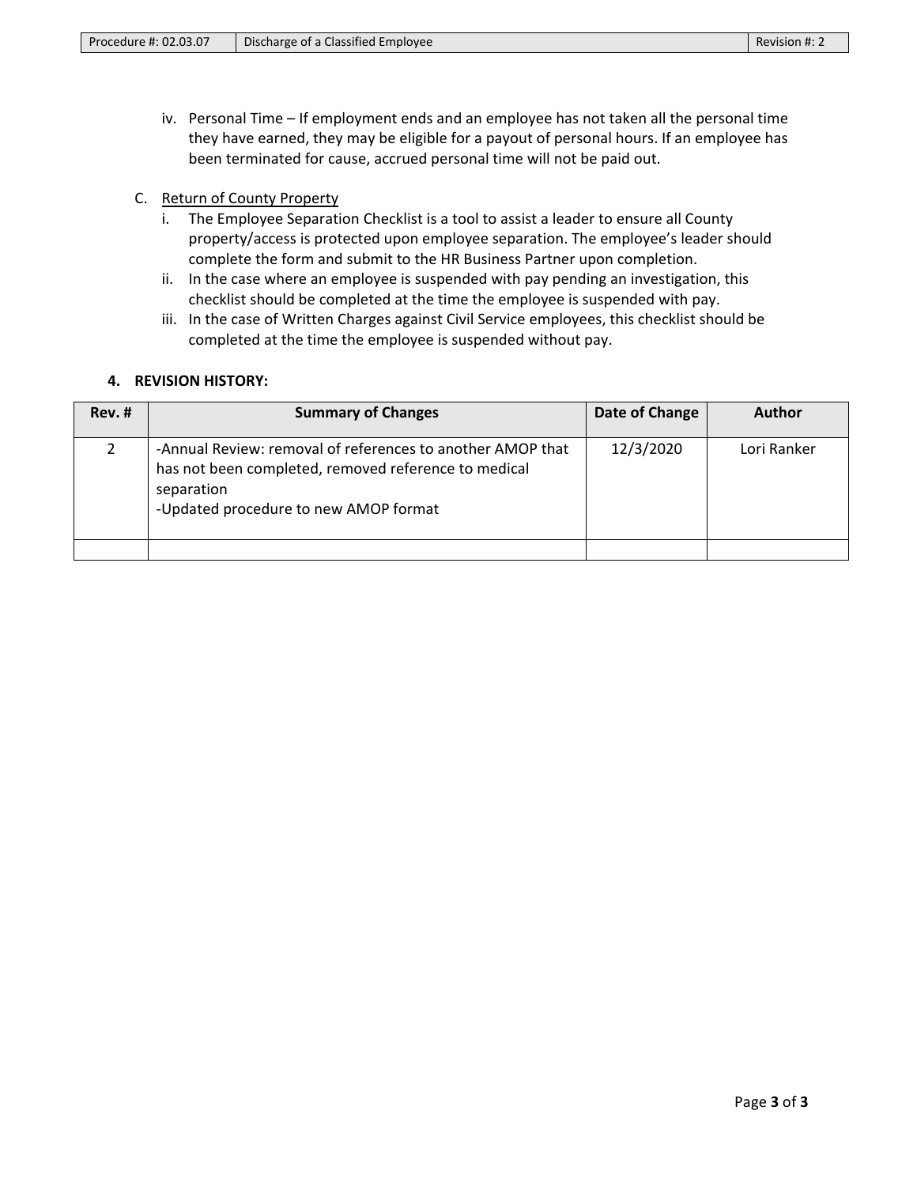iv. Personal Time – If employment ends and an employee has not taken all the personal time they have earned, they may be eligible for a payout of personal hours. If an employee has been terminated for cause, accrued personal time will not be paid out.

C. Return of County Property

i. The Employee Separation Checklist is a tool to assist a leader to ensure all County property/access is protected upon employee separation. The employee's leader should complete the form and submit to the HR Business Partner upon completion.

ii. In the case where an employee is suspended with pay pending an investigation, this checklist should be completed at the time the employee is suspended with pay.

iii. In the case of Written Charges against Civil Service employees, this checklist should be completed at the time the employee is suspended without pay.

**4. REVISION HISTORY:**

| Rev. # | Summary of Changes | Date of Change | Author |
|---|---|---|---|
| 2 | -Annual Review: removal of references to another AMOP that has not been completed, removed reference to medical separation<br>-Updated procedure to new AMOP format | 12/3/2020 | Lori Ranker |
| | | | |